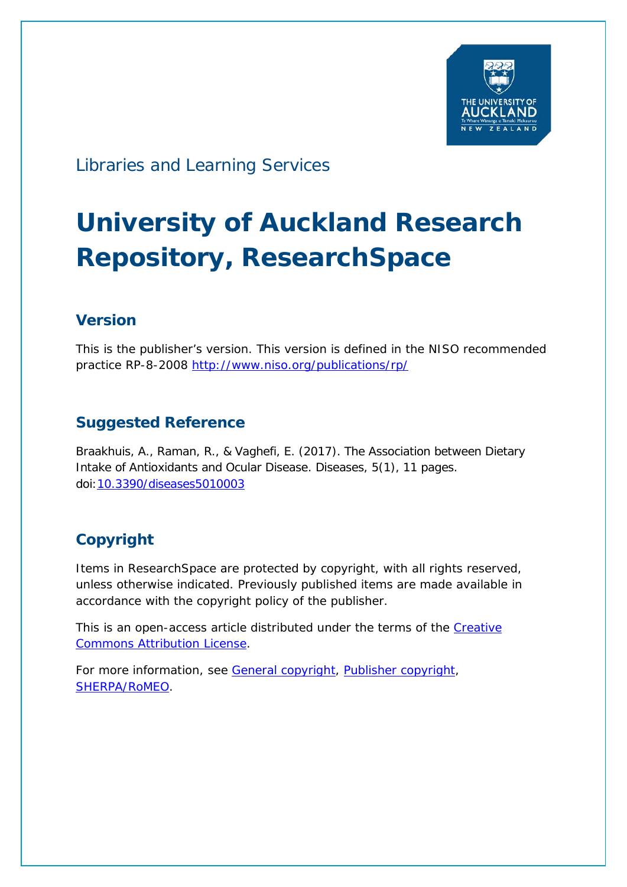Libraries and Learning Services

# University of Auckland Research Repository, ResearchSpace

## Version

This is the publisher's version. This version is defined in the NISO recommended practice RP-8-2008 http://www.niso.org/publications/rp/

## Suggested Reference

Braakhuis, A., Raman, R., & Vaghefi, E. (2017). The Association between Dietary Intake of Antioxidants and Ocular Disease. Diseases, 5(1), 11 pages. doi:10.3390/diseases5010003

## Copyright

Items in ResearchSpace are protected by copyright, with all rights reserved, unless otherwise indicated. Previously published items are made available in accordance with the copyright policy of the publisher.

This is an open-access article distributed under the terms of the Creative Commons Attribution License.

For more information, see General copyright, Publisher copyright, SHERPA/RoMEO.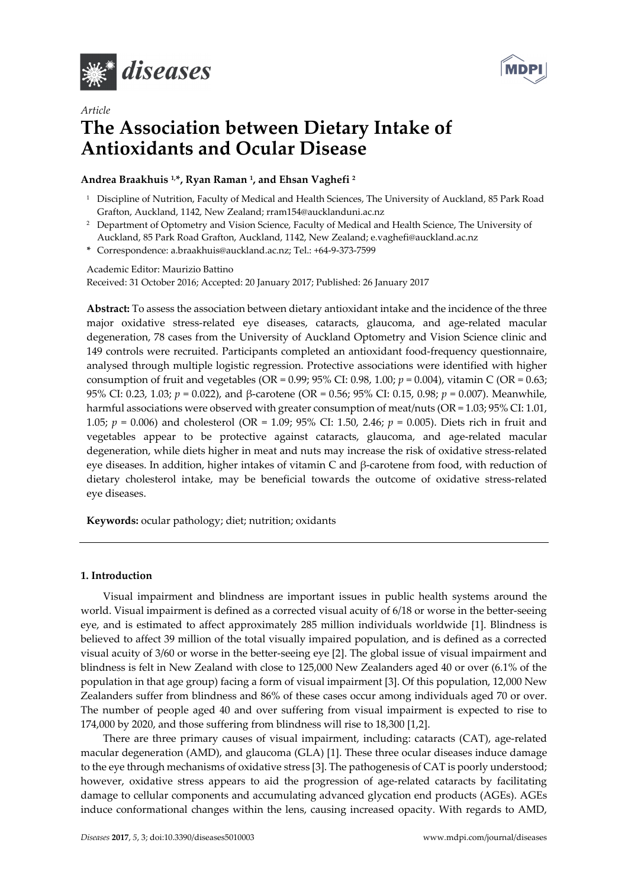*Article*

# The Association between Dietary Intake of Antioxidants and Ocular Disease

**Andrea Braakhuis [1,*], Ryan Raman [1], and Ehsan Vaghefi [2]**

[1] Discipline of Nutrition, Faculty of Medical and Health Sciences, The University of Auckland, 85 Park Road Grafton, Auckland, 1142, New Zealand; rram154@aucklanduni.ac.nz

[2] Department of Optometry and Vision Science, Faculty of Medical and Health Science, The University of Auckland, 85 Park Road Grafton, Auckland, 1142, New Zealand; e.vaghefi@auckland.ac.nz

[*] Correspondence: a.braakhuis@auckland.ac.nz; Tel.: +64-9-373-7599

Academic Editor: Maurizio Battino

Received: 31 October 2016; Accepted: 20 January 2017; Published: 26 January 2017

**Abstract:** To assess the association between dietary antioxidant intake and the incidence of the three major oxidative stress-related eye diseases, cataracts, glaucoma, and age-related macular degeneration, 78 cases from the University of Auckland Optometry and Vision Science clinic and 149 controls were recruited. Participants completed an antioxidant food-frequency questionnaire, analysed through multiple logistic regression. Protective associations were identified with higher consumption of fruit and vegetables (OR = 0.99; 95% CI: 0.98, 1.00; $p = 0.004$), vitamin C (OR = 0.63; 95% CI: 0.23, 1.03; $p = 0.022$), and β-carotene (OR = 0.56; 95% CI: 0.15, 0.98; $p = 0.007$). Meanwhile, harmful associations were observed with greater consumption of meat/nuts (OR = 1.03; 95% CI: 1.01, 1.05; $p = 0.006$) and cholesterol (OR = 1.09; 95% CI: 1.50, 2.46; $p = 0.005$). Diets rich in fruit and vegetables appear to be protective against cataracts, glaucoma, and age-related macular degeneration, while diets higher in meat and nuts may increase the risk of oxidative stress-related eye diseases. In addition, higher intakes of vitamin C and β-carotene from food, with reduction of dietary cholesterol intake, may be beneficial towards the outcome of oxidative stress-related eye diseases.

**Keywords:** ocular pathology; diet; nutrition; oxidants

## 1. Introduction

Visual impairment and blindness are important issues in public health systems around the world. Visual impairment is defined as a corrected visual acuity of 6/18 or worse in the better-seeing eye, and is estimated to affect approximately 285 million individuals worldwide [1]. Blindness is believed to affect 39 million of the total visually impaired population, and is defined as a corrected visual acuity of 3/60 or worse in the better-seeing eye [2]. The global issue of visual impairment and blindness is felt in New Zealand with close to 125,000 New Zealanders aged 40 or over (6.1% of the population in that age group) facing a form of visual impairment [3]. Of this population, 12,000 New Zealanders suffer from blindness and 86% of these cases occur among individuals aged 70 or over. The number of people aged 40 and over suffering from visual impairment is expected to rise to 174,000 by 2020, and those suffering from blindness will rise to 18,300 [1,2].

There are three primary causes of visual impairment, including: cataracts (CAT), age-related macular degeneration (AMD), and glaucoma (GLA) [1]. These three ocular diseases induce damage to the eye through mechanisms of oxidative stress [3]. The pathogenesis of CAT is poorly understood; however, oxidative stress appears to aid the progression of age-related cataracts by facilitating damage to cellular components and accumulating advanced glycation end products (AGEs). AGEs induce conformational changes within the lens, causing increased opacity. With regards to AMD,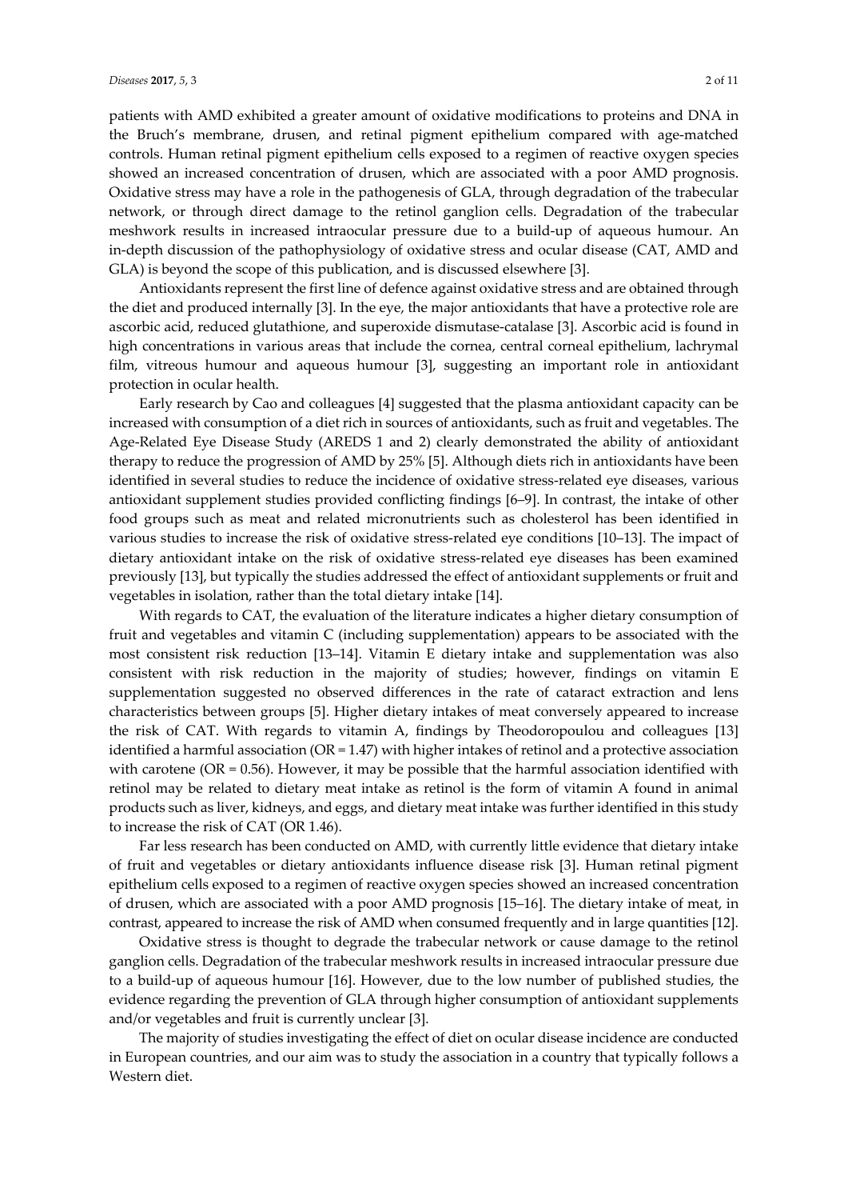patients with AMD exhibited a greater amount of oxidative modifications to proteins and DNA in the Bruch's membrane, drusen, and retinal pigment epithelium compared with age-matched controls. Human retinal pigment epithelium cells exposed to a regimen of reactive oxygen species showed an increased concentration of drusen, which are associated with a poor AMD prognosis. Oxidative stress may have a role in the pathogenesis of GLA, through degradation of the trabecular network, or through direct damage to the retinol ganglion cells. Degradation of the trabecular meshwork results in increased intraocular pressure due to a build-up of aqueous humour. An in-depth discussion of the pathophysiology of oxidative stress and ocular disease (CAT, AMD and GLA) is beyond the scope of this publication, and is discussed elsewhere [3].

Antioxidants represent the first line of defence against oxidative stress and are obtained through the diet and produced internally [3]. In the eye, the major antioxidants that have a protective role are ascorbic acid, reduced glutathione, and superoxide dismutase-catalase [3]. Ascorbic acid is found in high concentrations in various areas that include the cornea, central corneal epithelium, lachrymal film, vitreous humour and aqueous humour [3], suggesting an important role in antioxidant protection in ocular health.

Early research by Cao and colleagues [4] suggested that the plasma antioxidant capacity can be increased with consumption of a diet rich in sources of antioxidants, such as fruit and vegetables. The Age-Related Eye Disease Study (AREDS 1 and 2) clearly demonstrated the ability of antioxidant therapy to reduce the progression of AMD by 25% [5]. Although diets rich in antioxidants have been identified in several studies to reduce the incidence of oxidative stress-related eye diseases, various antioxidant supplement studies provided conflicting findings [6–9]. In contrast, the intake of other food groups such as meat and related micronutrients such as cholesterol has been identified in various studies to increase the risk of oxidative stress-related eye conditions [10–13]. The impact of dietary antioxidant intake on the risk of oxidative stress-related eye diseases has been examined previously [13], but typically the studies addressed the effect of antioxidant supplements or fruit and vegetables in isolation, rather than the total dietary intake [14].

With regards to CAT, the evaluation of the literature indicates a higher dietary consumption of fruit and vegetables and vitamin C (including supplementation) appears to be associated with the most consistent risk reduction [13–14]. Vitamin E dietary intake and supplementation was also consistent with risk reduction in the majority of studies; however, findings on vitamin E supplementation suggested no observed differences in the rate of cataract extraction and lens characteristics between groups [5]. Higher dietary intakes of meat conversely appeared to increase the risk of CAT. With regards to vitamin A, findings by Theodoropoulou and colleagues [13] identified a harmful association (OR = 1.47) with higher intakes of retinol and a protective association with carotene (OR = 0.56). However, it may be possible that the harmful association identified with retinol may be related to dietary meat intake as retinol is the form of vitamin A found in animal products such as liver, kidneys, and eggs, and dietary meat intake was further identified in this study to increase the risk of CAT (OR 1.46).

Far less research has been conducted on AMD, with currently little evidence that dietary intake of fruit and vegetables or dietary antioxidants influence disease risk [3]. Human retinal pigment epithelium cells exposed to a regimen of reactive oxygen species showed an increased concentration of drusen, which are associated with a poor AMD prognosis [15–16]. The dietary intake of meat, in contrast, appeared to increase the risk of AMD when consumed frequently and in large quantities [12].

Oxidative stress is thought to degrade the trabecular network or cause damage to the retinol ganglion cells. Degradation of the trabecular meshwork results in increased intraocular pressure due to a build-up of aqueous humour [16]. However, due to the low number of published studies, the evidence regarding the prevention of GLA through higher consumption of antioxidant supplements and/or vegetables and fruit is currently unclear [3].

The majority of studies investigating the effect of diet on ocular disease incidence are conducted in European countries, and our aim was to study the association in a country that typically follows a Western diet.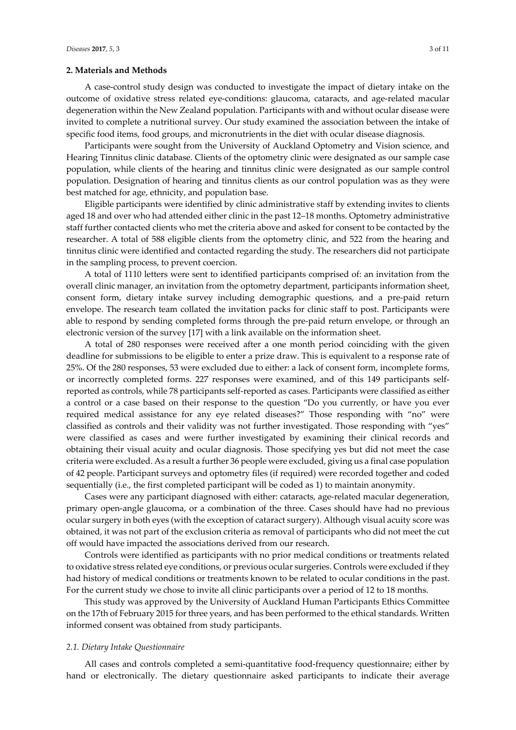## 2. Materials and Methods

A case-control study design was conducted to investigate the impact of dietary intake on the outcome of oxidative stress related eye-conditions: glaucoma, cataracts, and age-related macular degeneration within the New Zealand population. Participants with and without ocular disease were invited to complete a nutritional survey. Our study examined the association between the intake of specific food items, food groups, and micronutrients in the diet with ocular disease diagnosis.

Participants were sought from the University of Auckland Optometry and Vision science, and Hearing Tinnitus clinic database. Clients of the optometry clinic were designated as our sample case population, while clients of the hearing and tinnitus clinic were designated as our sample control population. Designation of hearing and tinnitus clients as our control population was as they were best matched for age, ethnicity, and population base.

Eligible participants were identified by clinic administrative staff by extending invites to clients aged 18 and over who had attended either clinic in the past 12–18 months. Optometry administrative staff further contacted clients who met the criteria above and asked for consent to be contacted by the researcher. A total of 588 eligible clients from the optometry clinic, and 522 from the hearing and tinnitus clinic were identified and contacted regarding the study. The researchers did not participate in the sampling process, to prevent coercion.

A total of 1110 letters were sent to identified participants comprised of: an invitation from the overall clinic manager, an invitation from the optometry department, participants information sheet, consent form, dietary intake survey including demographic questions, and a pre-paid return envelope. The research team collated the invitation packs for clinic staff to post. Participants were able to respond by sending completed forms through the pre-paid return envelope, or through an electronic version of the survey [17] with a link available on the information sheet.

A total of 280 responses were received after a one month period coinciding with the given deadline for submissions to be eligible to enter a prize draw. This is equivalent to a response rate of 25%. Of the 280 responses, 53 were excluded due to either: a lack of consent form, incomplete forms, or incorrectly completed forms. 227 responses were examined, and of this 149 participants self-reported as controls, while 78 participants self-reported as cases. Participants were classified as either a control or a case based on their response to the question "Do you currently, or have you ever required medical assistance for any eye related diseases?" Those responding with "no" were classified as controls and their validity was not further investigated. Those responding with "yes" were classified as cases and were further investigated by examining their clinical records and obtaining their visual acuity and ocular diagnosis. Those specifying yes but did not meet the case criteria were excluded. As a result a further 36 people were excluded, giving us a final case population of 42 people. Participant surveys and optometry files (if required) were recorded together and coded sequentially (i.e., the first completed participant will be coded as 1) to maintain anonymity.

Cases were any participant diagnosed with either: cataracts, age-related macular degeneration, primary open-angle glaucoma, or a combination of the three. Cases should have had no previous ocular surgery in both eyes (with the exception of cataract surgery). Although visual acuity score was obtained, it was not part of the exclusion criteria as removal of participants who did not meet the cut off would have impacted the associations derived from our research.

Controls were identified as participants with no prior medical conditions or treatments related to oxidative stress related eye conditions, or previous ocular surgeries. Controls were excluded if they had history of medical conditions or treatments known to be related to ocular conditions in the past. For the current study we chose to invite all clinic participants over a period of 12 to 18 months.

This study was approved by the University of Auckland Human Participants Ethics Committee on the 17th of February 2015 for three years, and has been performed to the ethical standards. Written informed consent was obtained from study participants.

### *2.1. Dietary Intake Questionnaire*

All cases and controls completed a semi-quantitative food-frequency questionnaire; either by hand or electronically. The dietary questionnaire asked participants to indicate their average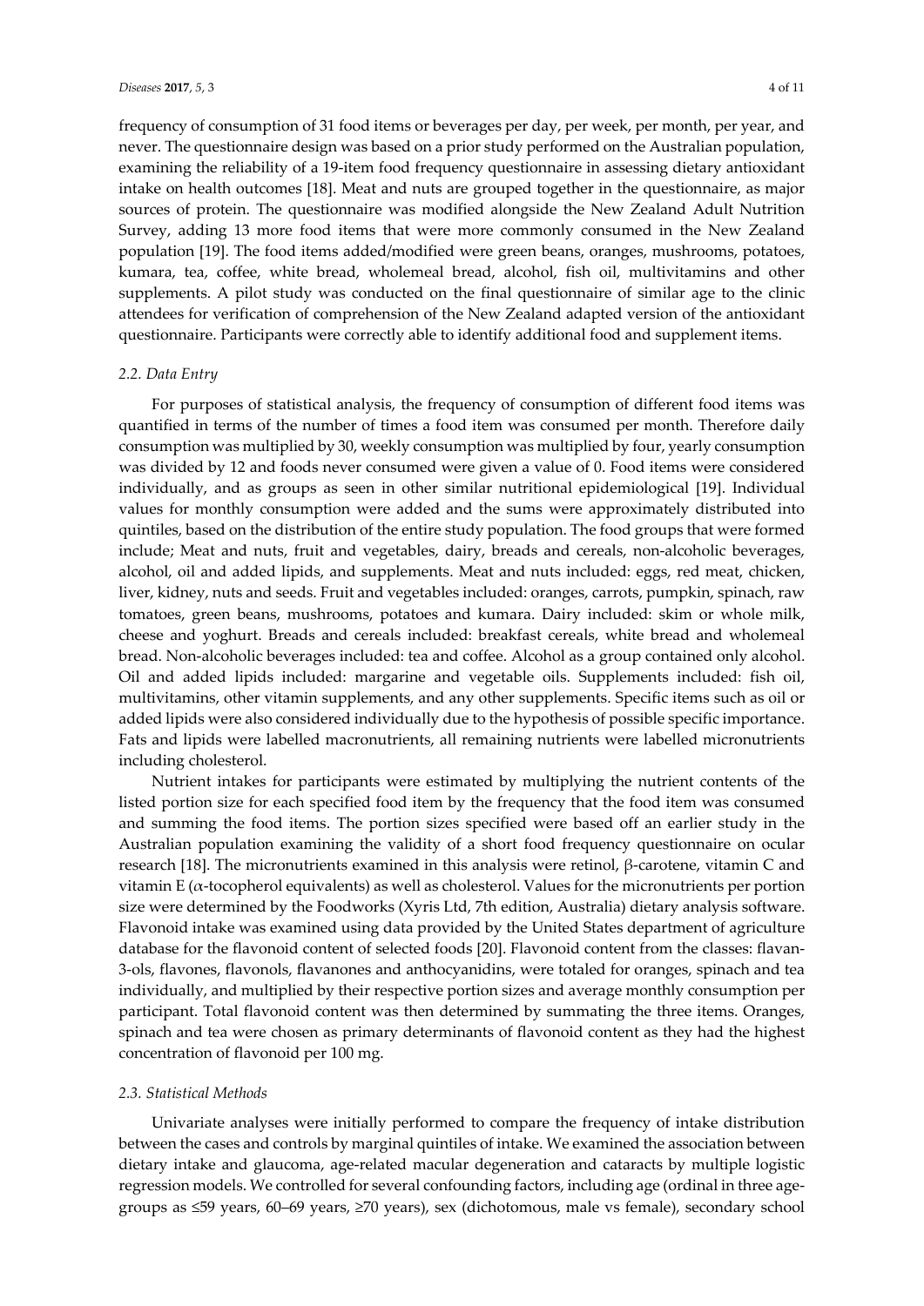frequency of consumption of 31 food items or beverages per day, per week, per month, per year, and never. The questionnaire design was based on a prior study performed on the Australian population, examining the reliability of a 19-item food frequency questionnaire in assessing dietary antioxidant intake on health outcomes [18]. Meat and nuts are grouped together in the questionnaire, as major sources of protein. The questionnaire was modified alongside the New Zealand Adult Nutrition Survey, adding 13 more food items that were more commonly consumed in the New Zealand population [19]. The food items added/modified were green beans, oranges, mushrooms, potatoes, kumara, tea, coffee, white bread, wholemeal bread, alcohol, fish oil, multivitamins and other supplements. A pilot study was conducted on the final questionnaire of similar age to the clinic attendees for verification of comprehension of the New Zealand adapted version of the antioxidant questionnaire. Participants were correctly able to identify additional food and supplement items.

### *2.2. Data Entry*

For purposes of statistical analysis, the frequency of consumption of different food items was quantified in terms of the number of times a food item was consumed per month. Therefore daily consumption was multiplied by 30, weekly consumption was multiplied by four, yearly consumption was divided by 12 and foods never consumed were given a value of 0. Food items were considered individually, and as groups as seen in other similar nutritional epidemiological [19]. Individual values for monthly consumption were added and the sums were approximately distributed into quintiles, based on the distribution of the entire study population. The food groups that were formed include; Meat and nuts, fruit and vegetables, dairy, breads and cereals, non-alcoholic beverages, alcohol, oil and added lipids, and supplements. Meat and nuts included: eggs, red meat, chicken, liver, kidney, nuts and seeds. Fruit and vegetables included: oranges, carrots, pumpkin, spinach, raw tomatoes, green beans, mushrooms, potatoes and kumara. Dairy included: skim or whole milk, cheese and yoghurt. Breads and cereals included: breakfast cereals, white bread and wholemeal bread. Non-alcoholic beverages included: tea and coffee. Alcohol as a group contained only alcohol. Oil and added lipids included: margarine and vegetable oils. Supplements included: fish oil, multivitamins, other vitamin supplements, and any other supplements. Specific items such as oil or added lipids were also considered individually due to the hypothesis of possible specific importance. Fats and lipids were labelled macronutrients, all remaining nutrients were labelled micronutrients including cholesterol.

Nutrient intakes for participants were estimated by multiplying the nutrient contents of the listed portion size for each specified food item by the frequency that the food item was consumed and summing the food items. The portion sizes specified were based off an earlier study in the Australian population examining the validity of a short food frequency questionnaire on ocular research [18]. The micronutrients examined in this analysis were retinol, β-carotene, vitamin C and vitamin E (α-tocopherol equivalents) as well as cholesterol. Values for the micronutrients per portion size were determined by the Foodworks (Xyris Ltd, 7th edition, Australia) dietary analysis software. Flavonoid intake was examined using data provided by the United States department of agriculture database for the flavonoid content of selected foods [20]. Flavonoid content from the classes: flavan-3-ols, flavones, flavonols, flavanones and anthocyanidins, were totaled for oranges, spinach and tea individually, and multiplied by their respective portion sizes and average monthly consumption per participant. Total flavonoid content was then determined by summating the three items. Oranges, spinach and tea were chosen as primary determinants of flavonoid content as they had the highest concentration of flavonoid per 100 mg.

### *2.3. Statistical Methods*

Univariate analyses were initially performed to compare the frequency of intake distribution between the cases and controls by marginal quintiles of intake. We examined the association between dietary intake and glaucoma, age-related macular degeneration and cataracts by multiple logistic regression models. We controlled for several confounding factors, including age (ordinal in three age-groups as ≤59 years, 60–69 years, ≥70 years), sex (dichotomous, male vs female), secondary school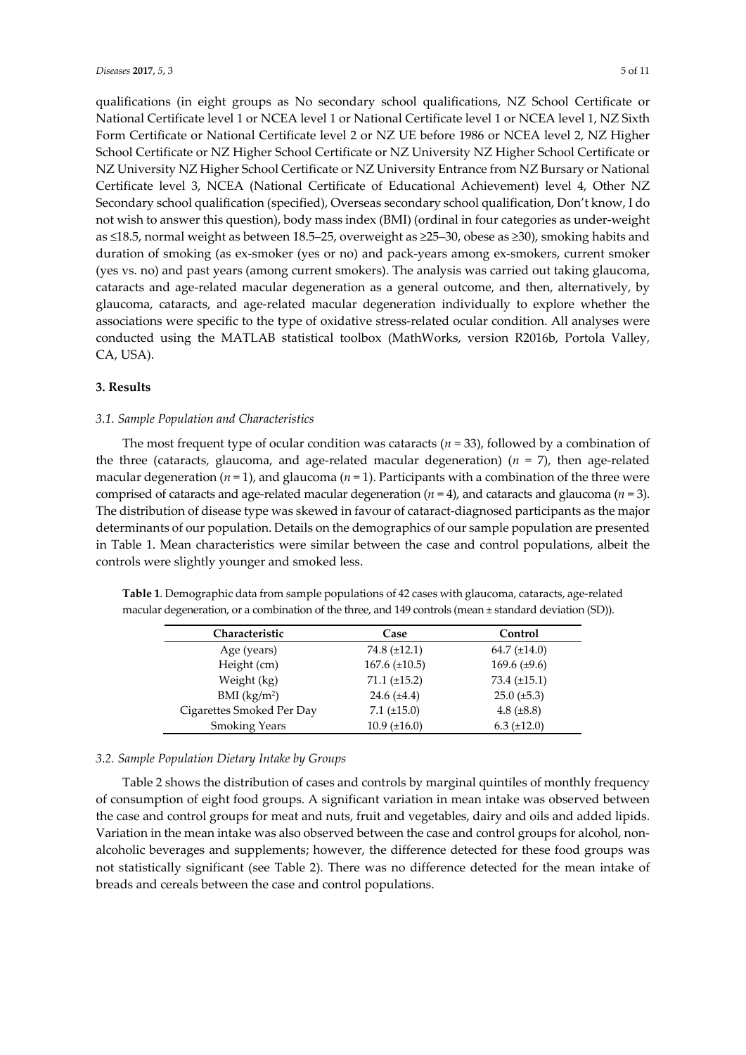qualifications (in eight groups as No secondary school qualifications, NZ School Certificate or National Certificate level 1 or NCEA level 1 or National Certificate level 1 or NCEA level 1, NZ Sixth Form Certificate or National Certificate level 2 or NZ UE before 1986 or NCEA level 2, NZ Higher School Certificate or NZ Higher School Certificate or NZ University NZ Higher School Certificate or NZ University NZ Higher School Certificate or NZ University Entrance from NZ Bursary or National Certificate level 3, NCEA (National Certificate of Educational Achievement) level 4, Other NZ Secondary school qualification (specified), Overseas secondary school qualification, Don't know, I do not wish to answer this question), body mass index (BMI) (ordinal in four categories as under-weight as ≤18.5, normal weight as between 18.5–25, overweight as ≥25–30, obese as ≥30), smoking habits and duration of smoking (as ex-smoker (yes or no) and pack-years among ex-smokers, current smoker (yes vs. no) and past years (among current smokers). The analysis was carried out taking glaucoma, cataracts and age-related macular degeneration as a general outcome, and then, alternatively, by glaucoma, cataracts, and age-related macular degeneration individually to explore whether the associations were specific to the type of oxidative stress-related ocular condition. All analyses were conducted using the MATLAB statistical toolbox (MathWorks, version R2016b, Portola Valley, CA, USA).

## 3. Results

### *3.1. Sample Population and Characteristics*

The most frequent type of ocular condition was cataracts ($n = 33$), followed by a combination of the three (cataracts, glaucoma, and age-related macular degeneration) ($n = 7$), then age-related macular degeneration ($n = 1$), and glaucoma ($n = 1$). Participants with a combination of the three were comprised of cataracts and age-related macular degeneration ($n = 4$), and cataracts and glaucoma ($n = 3$). The distribution of disease type was skewed in favour of cataract-diagnosed participants as the major determinants of our population. Details on the demographics of our sample population are presented in Table 1. Mean characteristics were similar between the case and control populations, albeit the controls were slightly younger and smoked less.

**Table 1**. Demographic data from sample populations of 42 cases with glaucoma, cataracts, age-related macular degeneration, or a combination of the three, and 149 controls (mean ± standard deviation (SD)).

| Characteristic | Case | Control |
|---|---|---|
| Age (years) | 74.8 (±12.1) | 64.7 (±14.0) |
| Height (cm) | 167.6 (±10.5) | 169.6 (±9.6) |
| Weight (kg) | 71.1 (±15.2) | 73.4 (±15.1) |
| BMI (kg/m$^2$) | 24.6 (±4.4) | 25.0 (±5.3) |
| Cigarettes Smoked Per Day | 7.1 (±15.0) | 4.8 (±8.8) |
| Smoking Years | 10.9 (±16.0) | 6.3 (±12.0) |

### *3.2. Sample Population Dietary Intake by Groups*

Table 2 shows the distribution of cases and controls by marginal quintiles of monthly frequency of consumption of eight food groups. A significant variation in mean intake was observed between the case and control groups for meat and nuts, fruit and vegetables, dairy and oils and added lipids. Variation in the mean intake was also observed between the case and control groups for alcohol, non-alcoholic beverages and supplements; however, the difference detected for these food groups was not statistically significant (see Table 2). There was no difference detected for the mean intake of breads and cereals between the case and control populations.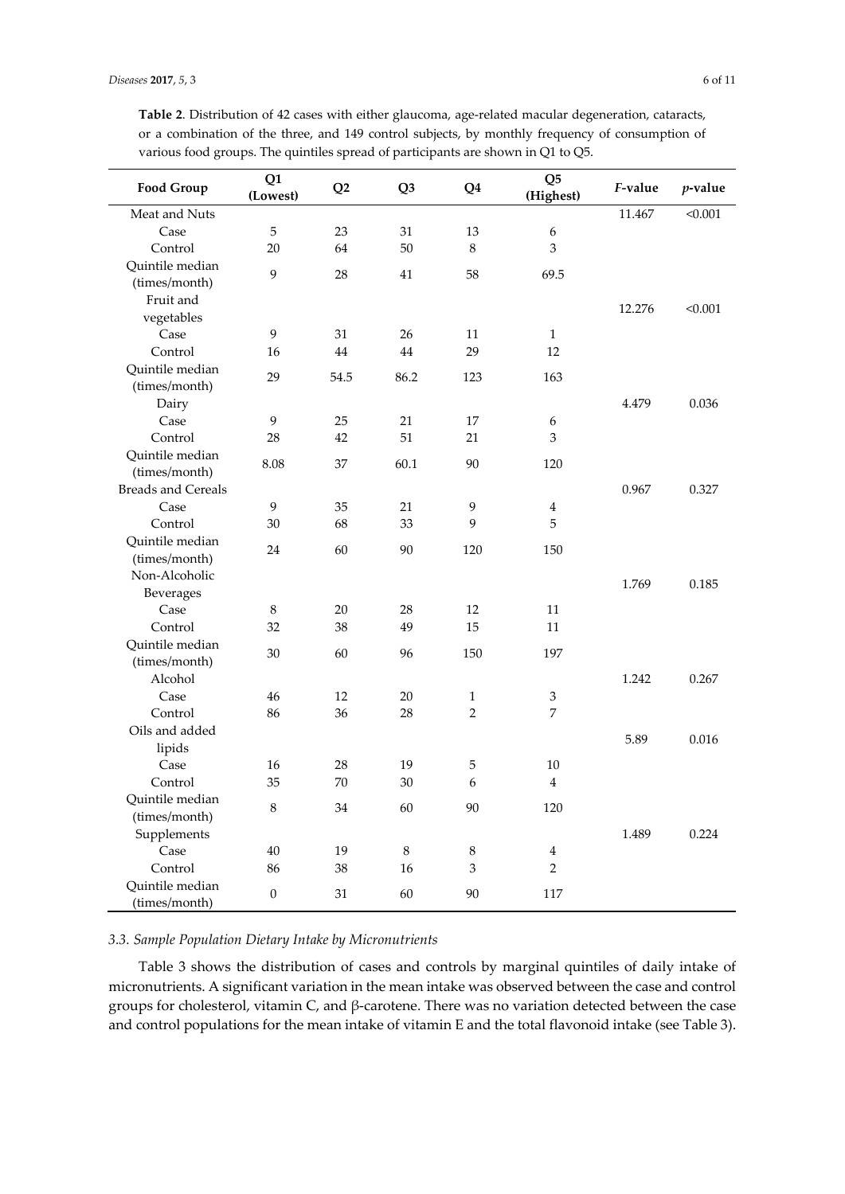**Table 2**. Distribution of 42 cases with either glaucoma, age-related macular degeneration, cataracts, or a combination of the three, and 149 control subjects, by monthly frequency of consumption of various food groups. The quintiles spread of participants are shown in Q1 to Q5.

| Food Group | Q1 (Lowest) | Q2 | Q3 | Q4 | Q5 (Highest) | *F*-value | *p*-value |
|---|---|---|---|---|---|---|---|
| Meat and Nuts | | | | | | 11.467 | <0.001 |
| Case | 5 | 23 | 31 | 13 | 6 | | |
| Control | 20 | 64 | 50 | 8 | 3 | | |
| Quintile median (times/month) | 9 | 28 | 41 | 58 | 69.5 | | |
| Fruit and vegetables | | | | | | 12.276 | <0.001 |
| Case | 9 | 31 | 26 | 11 | 1 | | |
| Control | 16 | 44 | 44 | 29 | 12 | | |
| Quintile median (times/month) | 29 | 54.5 | 86.2 | 123 | 163 | | |
| Dairy | | | | | | 4.479 | 0.036 |
| Case | 9 | 25 | 21 | 17 | 6 | | |
| Control | 28 | 42 | 51 | 21 | 3 | | |
| Quintile median (times/month) | 8.08 | 37 | 60.1 | 90 | 120 | | |
| Breads and Cereals | | | | | | 0.967 | 0.327 |
| Case | 9 | 35 | 21 | 9 | 4 | | |
| Control | 30 | 68 | 33 | 9 | 5 | | |
| Quintile median (times/month) | 24 | 60 | 90 | 120 | 150 | | |
| Non-Alcoholic Beverages | | | | | | 1.769 | 0.185 |
| Case | 8 | 20 | 28 | 12 | 11 | | |
| Control | 32 | 38 | 49 | 15 | 11 | | |
| Quintile median (times/month) | 30 | 60 | 96 | 150 | 197 | | |
| Alcohol | | | | | | 1.242 | 0.267 |
| Case | 46 | 12 | 20 | 1 | 3 | | |
| Control | 86 | 36 | 28 | 2 | 7 | | |
| Oils and added lipids | | | | | | 5.89 | 0.016 |
| Case | 16 | 28 | 19 | 5 | 10 | | |
| Control | 35 | 70 | 30 | 6 | 4 | | |
| Quintile median (times/month) | 8 | 34 | 60 | 90 | 120 | | |
| Supplements | | | | | | 1.489 | 0.224 |
| Case | 40 | 19 | 8 | 8 | 4 | | |
| Control | 86 | 38 | 16 | 3 | 2 | | |
| Quintile median (times/month) | 0 | 31 | 60 | 90 | 117 | | |

### *3.3. Sample Population Dietary Intake by Micronutrients*

Table 3 shows the distribution of cases and controls by marginal quintiles of daily intake of micronutrients. A significant variation in the mean intake was observed between the case and control groups for cholesterol, vitamin C, and β-carotene. There was no variation detected between the case and control populations for the mean intake of vitamin E and the total flavonoid intake (see Table 3).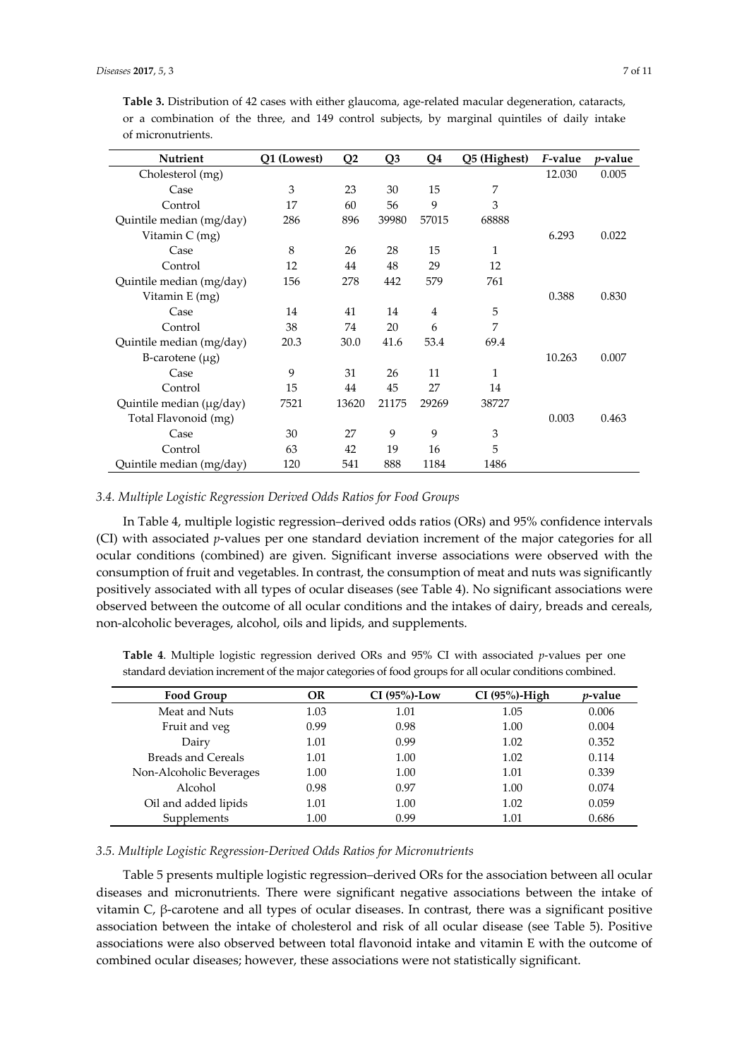**Table 3.** Distribution of 42 cases with either glaucoma, age-related macular degeneration, cataracts, or a combination of the three, and 149 control subjects, by marginal quintiles of daily intake of micronutrients.

| Nutrient | Q1 (Lowest) | Q2 | Q3 | Q4 | Q5 (Highest) | *F*-value | *p*-value |
|---|---|---|---|---|---|---|---|
| Cholesterol (mg) | | | | | | 12.030 | 0.005 |
| Case | 3 | 23 | 30 | 15 | 7 | | |
| Control | 17 | 60 | 56 | 9 | 3 | | |
| Quintile median (mg/day) | 286 | 896 | 39980 | 57015 | 68888 | | |
| Vitamin C (mg) | | | | | | 6.293 | 0.022 |
| Case | 8 | 26 | 28 | 15 | 1 | | |
| Control | 12 | 44 | 48 | 29 | 12 | | |
| Quintile median (mg/day) | 156 | 278 | 442 | 579 | 761 | | |
| Vitamin E (mg) | | | | | | 0.388 | 0.830 |
| Case | 14 | 41 | 14 | 4 | 5 | | |
| Control | 38 | 74 | 20 | 6 | 7 | | |
| Quintile median (mg/day) | 20.3 | 30.0 | 41.6 | 53.4 | 69.4 | | |
| B-carotene (μg) | | | | | | 10.263 | 0.007 |
| Case | 9 | 31 | 26 | 11 | 1 | | |
| Control | 15 | 44 | 45 | 27 | 14 | | |
| Quintile median (μg/day) | 7521 | 13620 | 21175 | 29269 | 38727 | | |
| Total Flavonoid (mg) | | | | | | 0.003 | 0.463 |
| Case | 30 | 27 | 9 | 9 | 3 | | |
| Control | 63 | 42 | 19 | 16 | 5 | | |
| Quintile median (mg/day) | 120 | 541 | 888 | 1184 | 1486 | | |

### *3.4. Multiple Logistic Regression Derived Odds Ratios for Food Groups*

In Table 4, multiple logistic regression–derived odds ratios (ORs) and 95% confidence intervals (CI) with associated *p*-values per one standard deviation increment of the major categories for all ocular conditions (combined) are given. Significant inverse associations were observed with the consumption of fruit and vegetables. In contrast, the consumption of meat and nuts was significantly positively associated with all types of ocular diseases (see Table 4). No significant associations were observed between the outcome of all ocular conditions and the intakes of dairy, breads and cereals, non-alcoholic beverages, alcohol, oils and lipids, and supplements.

**Table 4**. Multiple logistic regression derived ORs and 95% CI with associated *p*-values per one standard deviation increment of the major categories of food groups for all ocular conditions combined.

| Food Group | OR | CI (95%)-Low | CI (95%)-High | *p*-value |
|---|---|---|---|---|
| Meat and Nuts | 1.03 | 1.01 | 1.05 | 0.006 |
| Fruit and veg | 0.99 | 0.98 | 1.00 | 0.004 |
| Dairy | 1.01 | 0.99 | 1.02 | 0.352 |
| Breads and Cereals | 1.01 | 1.00 | 1.02 | 0.114 |
| Non-Alcoholic Beverages | 1.00 | 1.00 | 1.01 | 0.339 |
| Alcohol | 0.98 | 0.97 | 1.00 | 0.074 |
| Oil and added lipids | 1.01 | 1.00 | 1.02 | 0.059 |
| Supplements | 1.00 | 0.99 | 1.01 | 0.686 |

### *3.5. Multiple Logistic Regression-Derived Odds Ratios for Micronutrients*

Table 5 presents multiple logistic regression–derived ORs for the association between all ocular diseases and micronutrients. There were significant negative associations between the intake of vitamin C, β-carotene and all types of ocular diseases. In contrast, there was a significant positive association between the intake of cholesterol and risk of all ocular disease (see Table 5). Positive associations were also observed between total flavonoid intake and vitamin E with the outcome of combined ocular diseases; however, these associations were not statistically significant.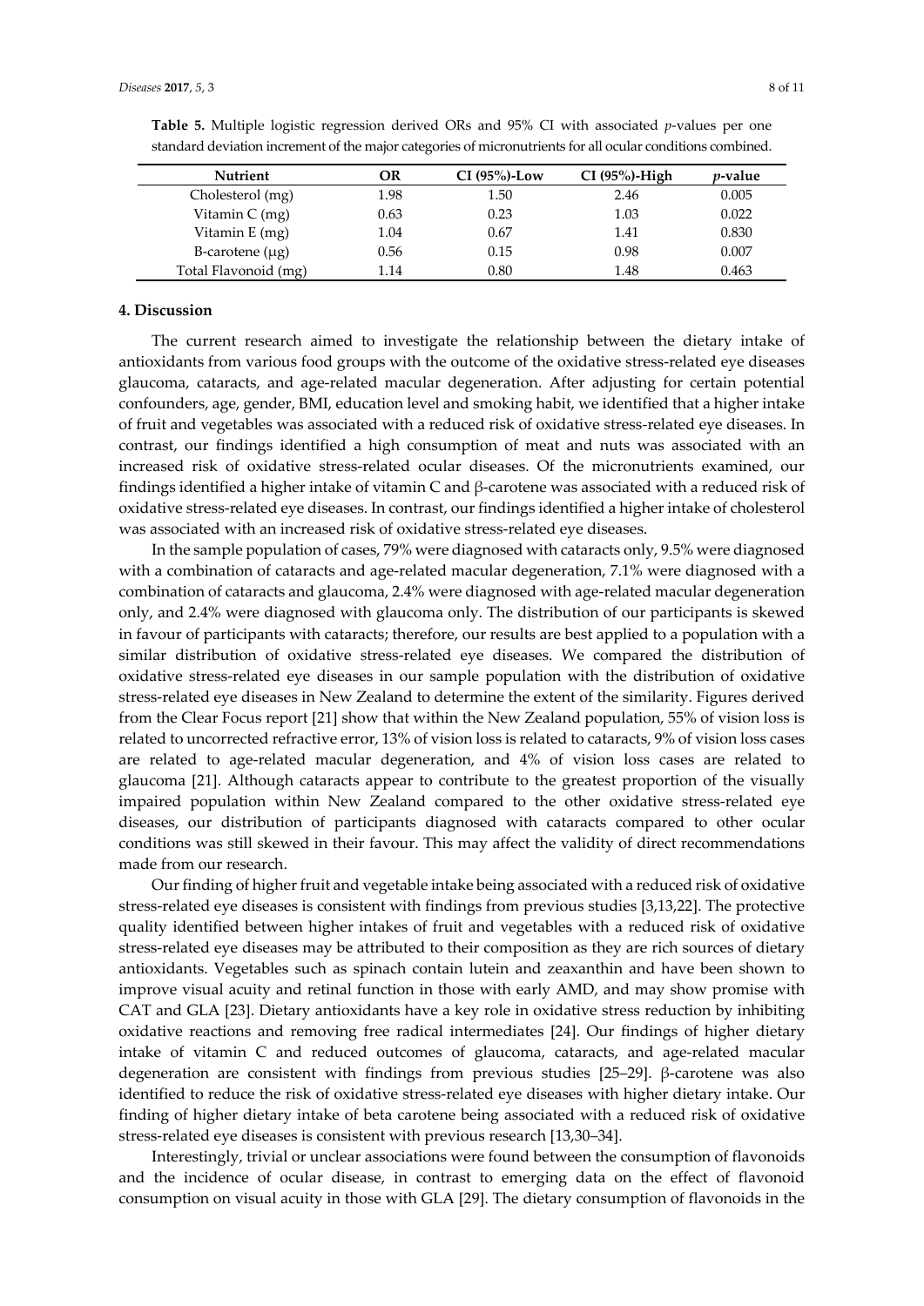**Table 5.** Multiple logistic regression derived ORs and 95% CI with associated *p*-values per one standard deviation increment of the major categories of micronutrients for all ocular conditions combined.

| Nutrient | OR | CI (95%)-Low | CI (95%)-High | *p*-value |
|---|---|---|---|---|
| Cholesterol (mg) | 1.98 | 1.50 | 2.46 | 0.005 |
| Vitamin C (mg) | 0.63 | 0.23 | 1.03 | 0.022 |
| Vitamin E (mg) | 1.04 | 0.67 | 1.41 | 0.830 |
| B-carotene (μg) | 0.56 | 0.15 | 0.98 | 0.007 |
| Total Flavonoid (mg) | 1.14 | 0.80 | 1.48 | 0.463 |

## 4. Discussion

The current research aimed to investigate the relationship between the dietary intake of antioxidants from various food groups with the outcome of the oxidative stress-related eye diseases glaucoma, cataracts, and age-related macular degeneration. After adjusting for certain potential confounders, age, gender, BMI, education level and smoking habit, we identified that a higher intake of fruit and vegetables was associated with a reduced risk of oxidative stress-related eye diseases. In contrast, our findings identified a high consumption of meat and nuts was associated with an increased risk of oxidative stress-related ocular diseases. Of the micronutrients examined, our findings identified a higher intake of vitamin C and β-carotene was associated with a reduced risk of oxidative stress-related eye diseases. In contrast, our findings identified a higher intake of cholesterol was associated with an increased risk of oxidative stress-related eye diseases.

In the sample population of cases, 79% were diagnosed with cataracts only, 9.5% were diagnosed with a combination of cataracts and age-related macular degeneration, 7.1% were diagnosed with a combination of cataracts and glaucoma, 2.4% were diagnosed with age-related macular degeneration only, and 2.4% were diagnosed with glaucoma only. The distribution of our participants is skewed in favour of participants with cataracts; therefore, our results are best applied to a population with a similar distribution of oxidative stress-related eye diseases. We compared the distribution of oxidative stress-related eye diseases in our sample population with the distribution of oxidative stress-related eye diseases in New Zealand to determine the extent of the similarity. Figures derived from the Clear Focus report [21] show that within the New Zealand population, 55% of vision loss is related to uncorrected refractive error, 13% of vision loss is related to cataracts, 9% of vision loss cases are related to age-related macular degeneration, and 4% of vision loss cases are related to glaucoma [21]. Although cataracts appear to contribute to the greatest proportion of the visually impaired population within New Zealand compared to the other oxidative stress-related eye diseases, our distribution of participants diagnosed with cataracts compared to other ocular conditions was still skewed in their favour. This may affect the validity of direct recommendations made from our research.

Our finding of higher fruit and vegetable intake being associated with a reduced risk of oxidative stress-related eye diseases is consistent with findings from previous studies [3,13,22]. The protective quality identified between higher intakes of fruit and vegetables with a reduced risk of oxidative stress-related eye diseases may be attributed to their composition as they are rich sources of dietary antioxidants. Vegetables such as spinach contain lutein and zeaxanthin and have been shown to improve visual acuity and retinal function in those with early AMD, and may show promise with CAT and GLA [23]. Dietary antioxidants have a key role in oxidative stress reduction by inhibiting oxidative reactions and removing free radical intermediates [24]. Our findings of higher dietary intake of vitamin C and reduced outcomes of glaucoma, cataracts, and age-related macular degeneration are consistent with findings from previous studies [25–29]. β-carotene was also identified to reduce the risk of oxidative stress-related eye diseases with higher dietary intake. Our finding of higher dietary intake of beta carotene being associated with a reduced risk of oxidative stress-related eye diseases is consistent with previous research [13,30–34].

Interestingly, trivial or unclear associations were found between the consumption of flavonoids and the incidence of ocular disease, in contrast to emerging data on the effect of flavonoid consumption on visual acuity in those with GLA [29]. The dietary consumption of flavonoids in the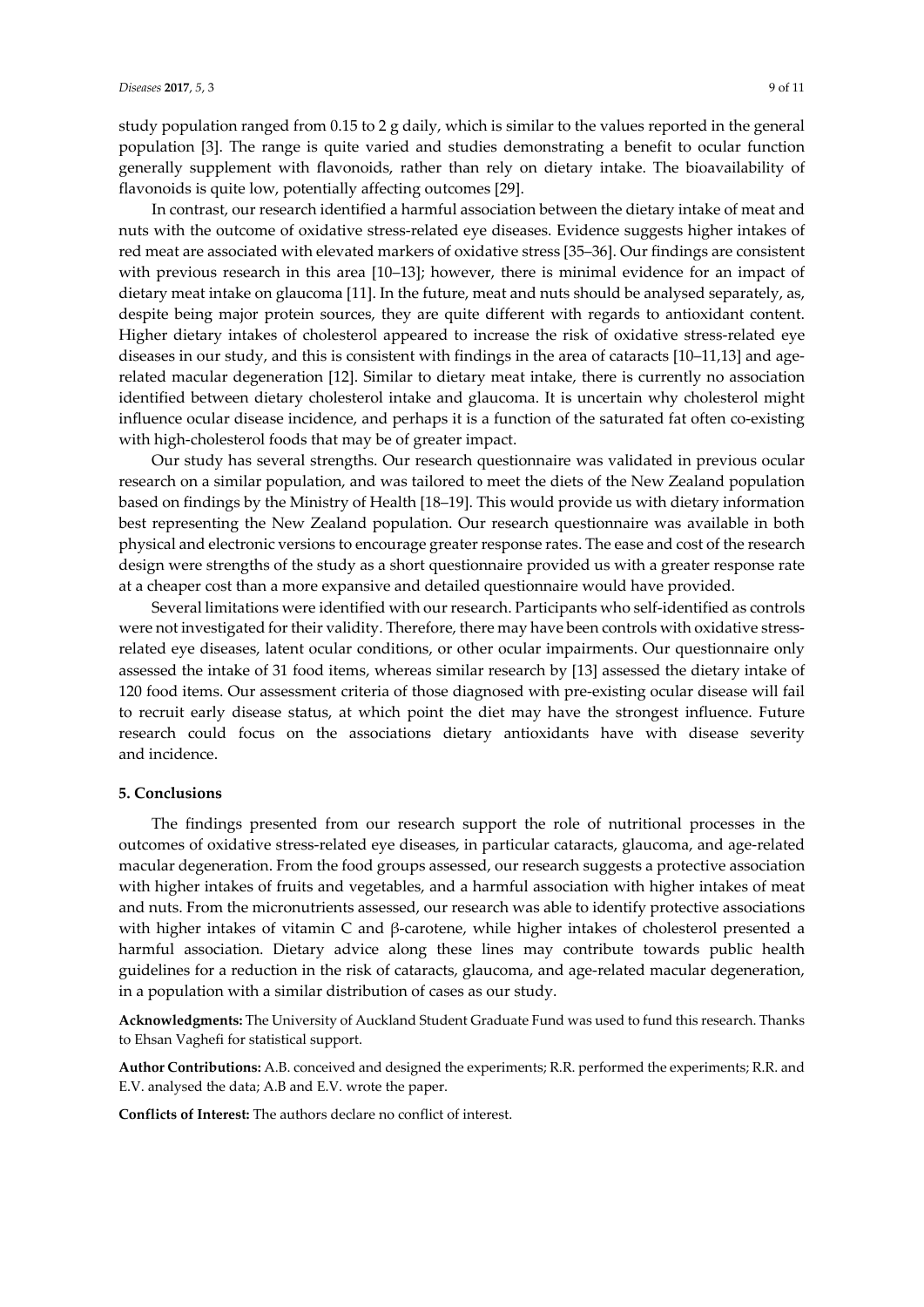study population ranged from 0.15 to 2 g daily, which is similar to the values reported in the general population [3]. The range is quite varied and studies demonstrating a benefit to ocular function generally supplement with flavonoids, rather than rely on dietary intake. The bioavailability of flavonoids is quite low, potentially affecting outcomes [29].

In contrast, our research identified a harmful association between the dietary intake of meat and nuts with the outcome of oxidative stress-related eye diseases. Evidence suggests higher intakes of red meat are associated with elevated markers of oxidative stress [35–36]. Our findings are consistent with previous research in this area [10–13]; however, there is minimal evidence for an impact of dietary meat intake on glaucoma [11]. In the future, meat and nuts should be analysed separately, as, despite being major protein sources, they are quite different with regards to antioxidant content. Higher dietary intakes of cholesterol appeared to increase the risk of oxidative stress-related eye diseases in our study, and this is consistent with findings in the area of cataracts [10–11,13] and age-related macular degeneration [12]. Similar to dietary meat intake, there is currently no association identified between dietary cholesterol intake and glaucoma. It is uncertain why cholesterol might influence ocular disease incidence, and perhaps it is a function of the saturated fat often co-existing with high-cholesterol foods that may be of greater impact.

Our study has several strengths. Our research questionnaire was validated in previous ocular research on a similar population, and was tailored to meet the diets of the New Zealand population based on findings by the Ministry of Health [18–19]. This would provide us with dietary information best representing the New Zealand population. Our research questionnaire was available in both physical and electronic versions to encourage greater response rates. The ease and cost of the research design were strengths of the study as a short questionnaire provided us with a greater response rate at a cheaper cost than a more expansive and detailed questionnaire would have provided.

Several limitations were identified with our research. Participants who self-identified as controls were not investigated for their validity. Therefore, there may have been controls with oxidative stress-related eye diseases, latent ocular conditions, or other ocular impairments. Our questionnaire only assessed the intake of 31 food items, whereas similar research by [13] assessed the dietary intake of 120 food items. Our assessment criteria of those diagnosed with pre-existing ocular disease will fail to recruit early disease status, at which point the diet may have the strongest influence. Future research could focus on the associations dietary antioxidants have with disease severity and incidence.

## 5. Conclusions

The findings presented from our research support the role of nutritional processes in the outcomes of oxidative stress-related eye diseases, in particular cataracts, glaucoma, and age-related macular degeneration. From the food groups assessed, our research suggests a protective association with higher intakes of fruits and vegetables, and a harmful association with higher intakes of meat and nuts. From the micronutrients assessed, our research was able to identify protective associations with higher intakes of vitamin C and β-carotene, while higher intakes of cholesterol presented a harmful association. Dietary advice along these lines may contribute towards public health guidelines for a reduction in the risk of cataracts, glaucoma, and age-related macular degeneration, in a population with a similar distribution of cases as our study.

**Acknowledgments:** The University of Auckland Student Graduate Fund was used to fund this research. Thanks to Ehsan Vaghefi for statistical support.

**Author Contributions:** A.B. conceived and designed the experiments; R.R. performed the experiments; R.R. and E.V. analysed the data; A.B and E.V. wrote the paper.

**Conflicts of Interest:** The authors declare no conflict of interest.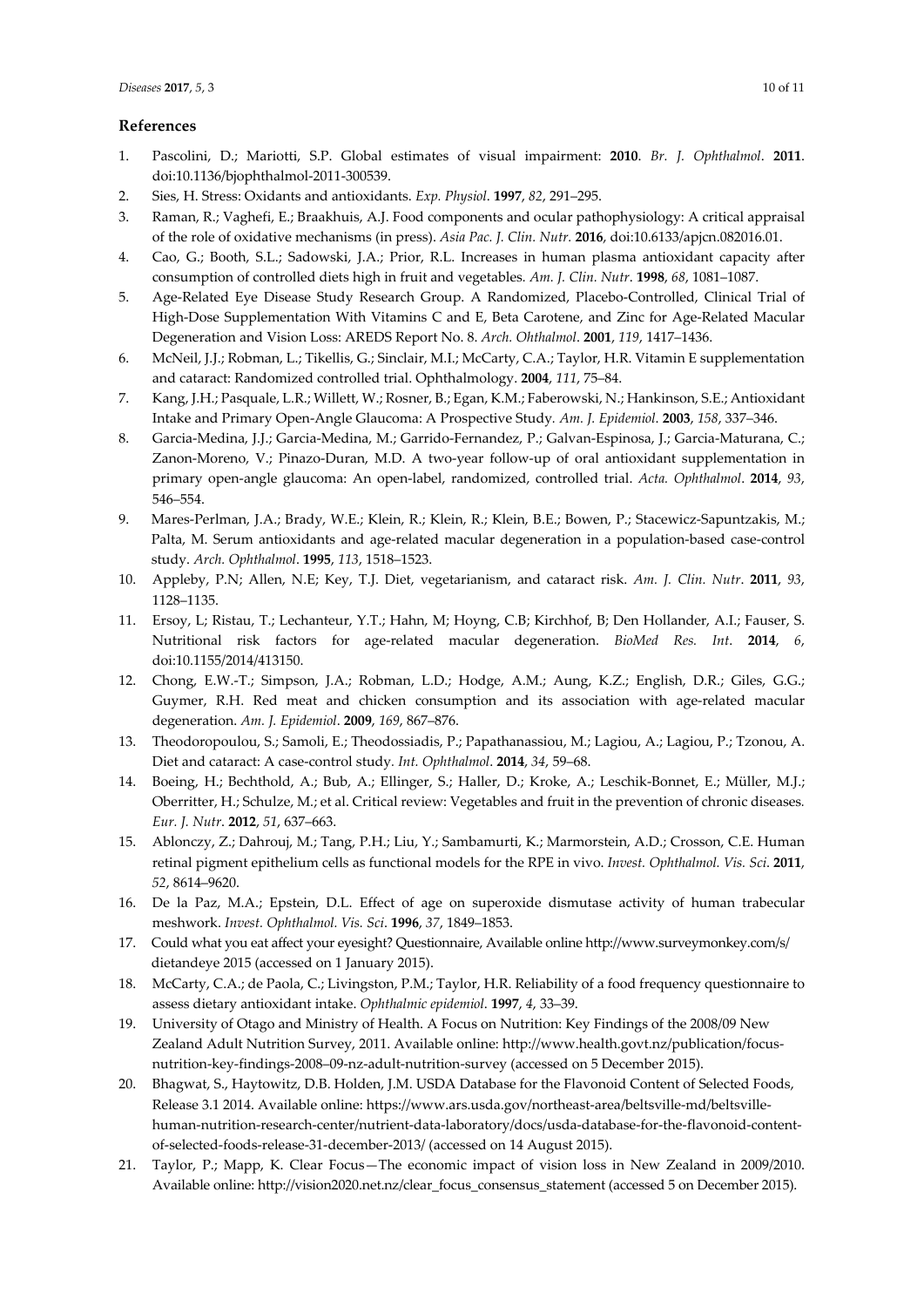## References

1. Pascolini, D.; Mariotti, S.P. Global estimates of visual impairment: **2010**. *Br. J. Ophthalmol*. **2011**. doi:10.1136/bjophthalmol-2011-300539.
2. Sies, H. Stress: Oxidants and antioxidants. *Exp. Physiol*. **1997**, *82*, 291–295.
3. Raman, R.; Vaghefi, E.; Braakhuis, A.J. Food components and ocular pathophysiology: A critical appraisal of the role of oxidative mechanisms (in press). *Asia Pac. J. Clin. Nutr.* **2016**, doi:10.6133/apjcn.082016.01.
4. Cao, G.; Booth, S.L.; Sadowski, J.A.; Prior, R.L. Increases in human plasma antioxidant capacity after consumption of controlled diets high in fruit and vegetables. *Am. J. Clin. Nutr*. **1998**, *68*, 1081–1087.
5. Age-Related Eye Disease Study Research Group. A Randomized, Placebo-Controlled, Clinical Trial of High-Dose Supplementation With Vitamins C and E, Beta Carotene, and Zinc for Age-Related Macular Degeneration and Vision Loss: AREDS Report No. 8. *Arch. Ohthalmol*. **2001**, *119*, 1417–1436.
6. McNeil, J.J.; Robman, L.; Tikellis, G.; Sinclair, M.I.; McCarty, C.A.; Taylor, H.R. Vitamin E supplementation and cataract: Randomized controlled trial. Ophthalmology. **2004**, *111*, 75–84.
7. Kang, J.H.; Pasquale, L.R.; Willett, W.; Rosner, B.; Egan, K.M.; Faberowski, N.; Hankinson, S.E.; Antioxidant Intake and Primary Open-Angle Glaucoma: A Prospective Study. *Am. J. Epidemiol*. **2003**, *158*, 337–346.
8. Garcia-Medina, J.J.; Garcia-Medina, M.; Garrido-Fernandez, P.; Galvan-Espinosa, J.; Garcia-Maturana, C.; Zanon-Moreno, V.; Pinazo-Duran, M.D. A two-year follow-up of oral antioxidant supplementation in primary open-angle glaucoma: An open-label, randomized, controlled trial. *Acta. Ophthalmol*. **2014**, *93*, 546–554.
9. Mares-Perlman, J.A.; Brady, W.E.; Klein, R.; Klein, R.; Klein, B.E.; Bowen, P.; Stacewicz-Sapuntzakis, M.; Palta, M. Serum antioxidants and age-related macular degeneration in a population-based case-control study. *Arch. Ophthalmol*. **1995**, *113*, 1518–1523.
10. Appleby, P.N; Allen, N.E; Key, T.J. Diet, vegetarianism, and cataract risk. *Am. J. Clin. Nutr*. **2011**, *93*, 1128–1135.
11. Ersoy, L; Ristau, T.; Lechanteur, Y.T.; Hahn, M; Hoyng, C.B; Kirchhof, B; Den Hollander, A.I.; Fauser, S. Nutritional risk factors for age-related macular degeneration. *BioMed Res. Int*. **2014**, *6*, doi:10.1155/2014/413150.
12. Chong, E.W.-T.; Simpson, J.A.; Robman, L.D.; Hodge, A.M.; Aung, K.Z.; English, D.R.; Giles, G.G.; Guymer, R.H. Red meat and chicken consumption and its association with age-related macular degeneration. *Am. J. Epidemiol*. **2009**, *169*, 867–876.
13. Theodoropoulou, S.; Samoli, E.; Theodossiadis, P.; Papathanassiou, M.; Lagiou, A.; Lagiou, P.; Tzonou, A. Diet and cataract: A case-control study. *Int. Ophthalmol*. **2014**, *34*, 59–68.
14. Boeing, H.; Bechthold, A.; Bub, A.; Ellinger, S.; Haller, D.; Kroke, A.; Leschik-Bonnet, E.; Müller, M.J.; Oberritter, H.; Schulze, M.; et al. Critical review: Vegetables and fruit in the prevention of chronic diseases. *Eur. J. Nutr*. **2012**, *51*, 637–663.
15. Ablonczy, Z.; Dahrouj, M.; Tang, P.H.; Liu, Y.; Sambamurti, K.; Marmorstein, A.D.; Crosson, C.E. Human retinal pigment epithelium cells as functional models for the RPE in vivo. *Invest. Ophthalmol. Vis. Sci*. **2011**, *52*, 8614–9620.
16. De la Paz, M.A.; Epstein, D.L. Effect of age on superoxide dismutase activity of human trabecular meshwork. *Invest. Ophthalmol. Vis. Sci*. **1996**, *37*, 1849–1853.
17. Could what you eat affect your eyesight? Questionnaire, Available online http://www.surveymonkey.com/s/ dietandeye 2015 (accessed on 1 January 2015).
18. McCarty, C.A.; de Paola, C.; Livingston, P.M.; Taylor, H.R. Reliability of a food frequency questionnaire to assess dietary antioxidant intake. *Ophthalmic epidemiol*. **1997**, *4*, 33–39.
19. University of Otago and Ministry of Health. A Focus on Nutrition: Key Findings of the 2008/09 New Zealand Adult Nutrition Survey, 2011. Available online: http://www.health.govt.nz/publication/focus-nutrition-key-findings-2008–09-nz-adult-nutrition-survey (accessed on 5 December 2015).
20. Bhagwat, S., Haytowitz, D.B. Holden, J.M. USDA Database for the Flavonoid Content of Selected Foods, Release 3.1 2014. Available online: https://www.ars.usda.gov/northeast-area/beltsville-md/beltsville-human-nutrition-research-center/nutrient-data-laboratory/docs/usda-database-for-the-flavonoid-content-of-selected-foods-release-31-december-2013/ (accessed on 14 August 2015).
21. Taylor, P.; Mapp, K. Clear Focus—The economic impact of vision loss in New Zealand in 2009/2010. Available online: http://vision2020.net.nz/clear_focus_consensus_statement (accessed 5 on December 2015).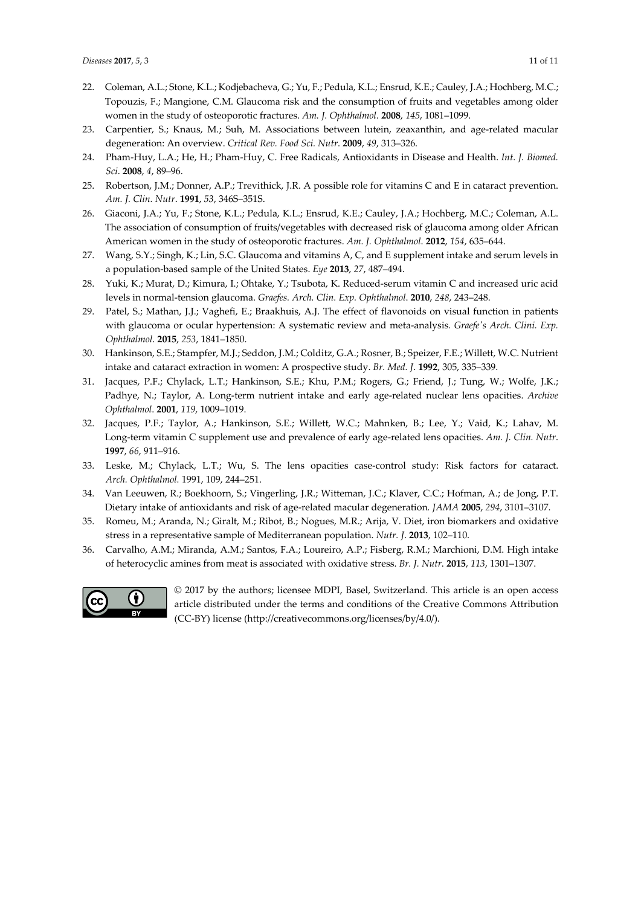22. Coleman, A.L.; Stone, K.L.; Kodjebacheva, G.; Yu, F.; Pedula, K.L.; Ensrud, K.E.; Cauley, J.A.; Hochberg, M.C.; Topouzis, F.; Mangione, C.M. Glaucoma risk and the consumption of fruits and vegetables among older women in the study of osteoporotic fractures. *Am. J. Ophthalmol*. **2008**, *145*, 1081–1099.
23. Carpentier, S.; Knaus, M.; Suh, M. Associations between lutein, zeaxanthin, and age-related macular degeneration: An overview. *Critical Rev. Food Sci. Nutr*. **2009**, *49*, 313–326.
24. Pham-Huy, L.A.; He, H.; Pham-Huy, C. Free Radicals, Antioxidants in Disease and Health. *Int. J. Biomed. Sci*. **2008**, *4*, 89–96.
25. Robertson, J.M.; Donner, A.P.; Trevithick, J.R. A possible role for vitamins C and E in cataract prevention. *Am. J. Clin. Nutr*. **1991**, *53*, 346S–351S.
26. Giaconi, J.A.; Yu, F.; Stone, K.L.; Pedula, K.L.; Ensrud, K.E.; Cauley, J.A.; Hochberg, M.C.; Coleman, A.L. The association of consumption of fruits/vegetables with decreased risk of glaucoma among older African American women in the study of osteoporotic fractures. *Am. J. Ophthalmol*. **2012**, *154*, 635–644.
27. Wang, S.Y.; Singh, K.; Lin, S.C. Glaucoma and vitamins A, C, and E supplement intake and serum levels in a population-based sample of the United States. *Eye* **2013**, *27*, 487–494.
28. Yuki, K.; Murat, D.; Kimura, I.; Ohtake, Y.; Tsubota, K. Reduced-serum vitamin C and increased uric acid levels in normal-tension glaucoma. *Graefes. Arch. Clin. Exp. Ophthalmol*. **2010**, *248*, 243–248.
29. Patel, S.; Mathan, J.J.; Vaghefi, E.; Braakhuis, A.J. The effect of flavonoids on visual function in patients with glaucoma or ocular hypertension: A systematic review and meta-analysis. *Graefe's Arch. Clini. Exp. Ophthalmol*. **2015**, *253*, 1841–1850.
30. Hankinson, S.E.; Stampfer, M.J.; Seddon, J.M.; Colditz, G.A.; Rosner, B.; Speizer, F.E.; Willett, W.C. Nutrient intake and cataract extraction in women: A prospective study. *Br. Med. J*. **1992**, 305, 335–339.
31. Jacques, P.F.; Chylack, L.T.; Hankinson, S.E.; Khu, P.M.; Rogers, G.; Friend, J.; Tung, W.; Wolfe, J.K.; Padhye, N.; Taylor, A. Long-term nutrient intake and early age-related nuclear lens opacities. *Archive Ophthalmol*. **2001**, *119*, 1009–1019.
32. Jacques, P.F.; Taylor, A.; Hankinson, S.E.; Willett, W.C.; Mahnken, B.; Lee, Y.; Vaid, K.; Lahav, M. Long-term vitamin C supplement use and prevalence of early age-related lens opacities. *Am. J. Clin. Nutr*. **1997**, *66*, 911–916.
33. Leske, M.; Chylack, L.T.; Wu, S. The lens opacities case-control study: Risk factors for cataract. *Arch. Ophthalmol.* 1991, 109, 244–251.
34. Van Leeuwen, R.; Boekhoorn, S.; Vingerling, J.R.; Witteman, J.C.; Klaver, C.C.; Hofman, A.; de Jong, P.T. Dietary intake of antioxidants and risk of age-related macular degeneration. *JAMA* **2005**, *294*, 3101–3107.
35. Romeu, M.; Aranda, N.; Giralt, M.; Ribot, B.; Nogues, M.R.; Arija, V. Diet, iron biomarkers and oxidative stress in a representative sample of Mediterranean population. *Nutr. J*. **2013**, 102–110.
36. Carvalho, A.M.; Miranda, A.M.; Santos, F.A.; Loureiro, A.P.; Fisberg, R.M.; Marchioni, D.M. High intake of heterocyclic amines from meat is associated with oxidative stress. *Br. J. Nutr*. **2015**, *113*, 1301–1307.

© 2017 by the authors; licensee MDPI, Basel, Switzerland. This article is an open access article distributed under the terms and conditions of the Creative Commons Attribution (CC-BY) license (http://creativecommons.org/licenses/by/4.0/).